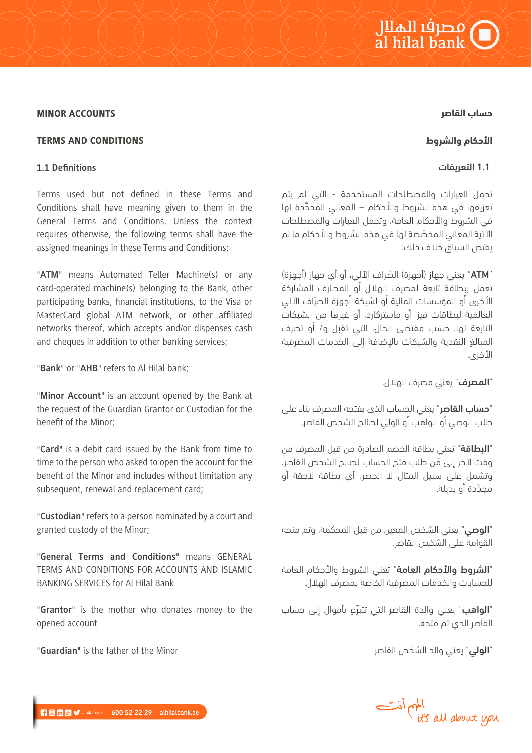**MINOR ACCOUNTS**

**TERMS AND CONDITIONS**

**1.1 Definitions**

Terms used but not defined in these Terms and Conditions shall have meaning given to them in the General Terms and Conditions. Unless the context requires otherwise, the following terms shall have the assigned meanings in these Terms and Conditions:

"**ATM**" means Automated Teller Machine(s) or any card-operated machine(s) belonging to the Bank, other participating banks, financial institutions, to the Visa or MasterCard global ATM network, or other affiliated networks thereof, which accepts and/or dispenses cash and cheques in addition to other banking services;

"**Bank**" or "**AHB**" refers to Al Hilal bank;

"**Minor Account**" is an account opened by the Bank at the request of the Guardian Grantor or Custodian for the benefit of the Minor;

"**Card**" is a debit card issued by the Bank from time to time to the person who asked to open the account for the benefit of the Minor and includes without limitation any subsequent, renewal and replacement card;

"**Custodian**" refers to a person nominated by a court and granted custody of the Minor;

"**General Terms and Conditions**" means GENERAL TERMS AND CONDITIONS FOR ACCOUNTS AND ISLAMIC BANKING SERVICES for Al Hilal Bank

"**Grantor**" is the mother who donates money to the opened account

"**Guardian**" is the father of the Minor

**حساب القاصر**

**الأحكام والشروط**

**1.1 التعريفات**

تحمل العبارات والمصطلحات المستخدمة - التي لم يتم تعريفها في هذه الشروط والأحكام – المعاني المحدّدة لها في الشروط والأحكام العامة، وتحمل العبارات والمصطلحات الآتية المعاني المخصّصة لها في هذه الشروط والأحكام ما لم يقتض السياق خلاف ذلك:

"**ATM**" يعني جهاز (أجهزة) الصّراف الآلي، أو أي جهاز (أجهزة) تعمل ببطاقة تابعة لمصرف الهلال أو المصارف المشاركة الأخرى أو المؤسسات المالية أو لشبكة أجهزة الصّراف الآلي العالمية لبطاقات فيزا أو ماستركارد، أو غيرها من الشبكات التابعة لها، حسب مقتضى الحال، التي تقبل و/ أو تصرف المبالغ النقدية والشيكات بالإضافة إلى الخدمات المصرفية الأخرى.

"**المصرف**" يعني مصرف الهلال.

"**حساب القاصر**" يعني الحساب الذي يفتحه المصرف بناء على طلب الوصي أو الواهب أو الولي لصالح الشخص القاصر.

"**البطاقة**" تعني بطاقة الخصم الصادرة من قبل المصرف من وقت لآخر إلى مَن طلب فتح الحساب لصالح الشخص القاصر، وتشمل على سبيل المثال لا الحصر، أي بطاقة لاحقة أو مجدّدة أو بديلة.

"**الوصي**" يعني الشخص المعين من قبل المحكمة، وتم منحه القوامة على الشخص القاصر.

"**الشروط والأحكام العامة**" تعني الشروط والأحكام العامة للحسابات والخدمات المصرفية الخاصة بمصرف الهلال.

"**الواهب**" يعني والدة القاصر التي تتبرّع بأموال إلى حساب القاصر الذي تم فتحه.

"**الولي**" يعني والد الشخص القاصر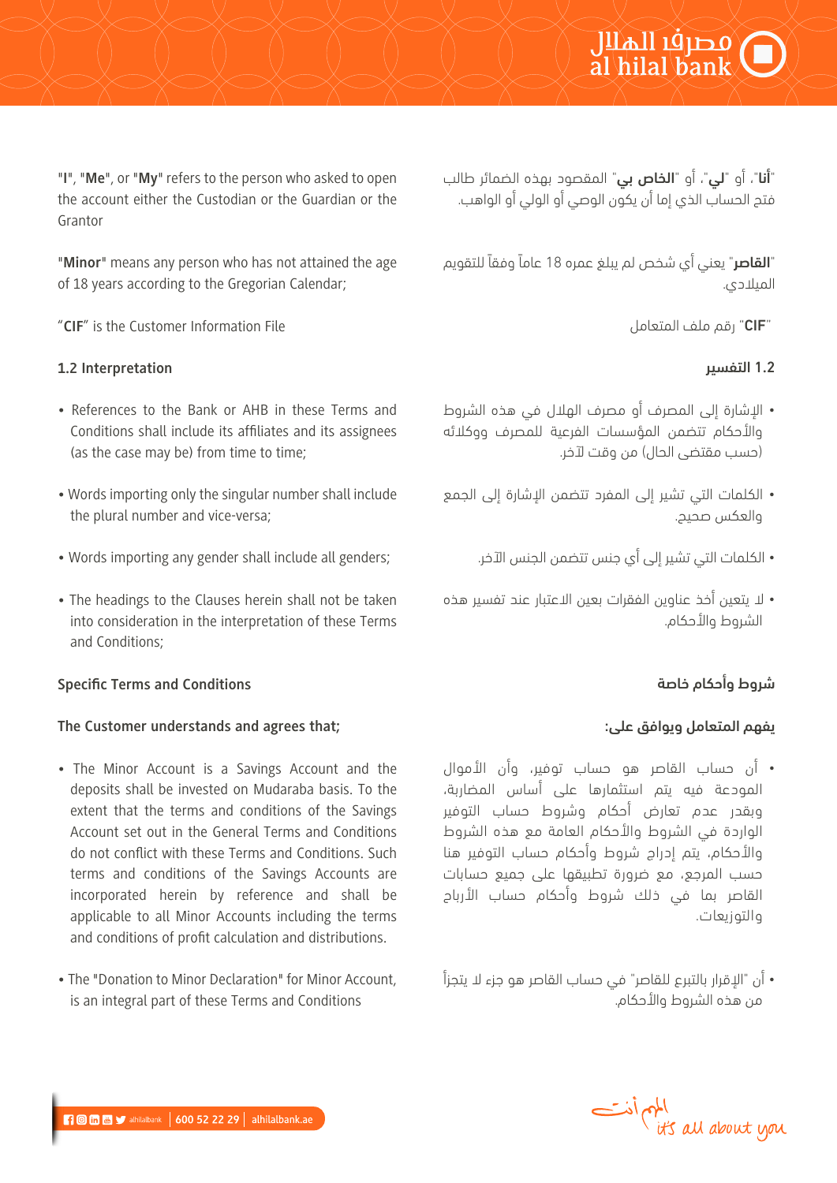"**I**", "**Me**", or "**My**" refers to the person who asked to open the account either the Custodian or the Guardian or the Grantor

"**أنا**"، أو "**لي**"، أو "**الخاص بي**" المقصود بهذه الضمائر طالب فتح الحساب الذي إما أن يكون الوصي أو الولي أو الواهب.

"**Minor**" means any person who has not attained the age of 18 years according to the Gregorian Calendar;

"**القاصر**" يعني أي شخص لم يبلغ عمره 18 عاماً وفقاً للتقويم الميلادي.

"**CIF**" is the Customer Information File

"**CIF**" رقم ملف المتعامل

### 1.2 Interpretation

### 1.2 التفسير

- References to the Bank or AHB in these Terms and Conditions shall include its affiliates and its assignees (as the case may be) from time to time;
- Words importing only the singular number shall include the plural number and vice-versa;
- Words importing any gender shall include all genders;
- The headings to the Clauses herein shall not be taken into consideration in the interpretation of these Terms and Conditions;

- الإشارة إلى المصرف أو مصرف الهلال في هذه الشروط والأحكام تتضمن المؤسسات الفرعية للمصرف ووكلائه (حسب مقتضى الحال) من وقت لآخر.
- الكلمات التي تشير إلى المفرد تتضمن الإشارة إلى الجمع والعكس صحيح.
- الكلمات التي تشير إلى أي جنس تتضمن الجنس الآخر.
- لا يتعين أخذ عناوين الفقرات بعين الاعتبار عند تفسير هذه الشروط والأحكام.

### Specific Terms and Conditions

### شروط وأحكام خاصة

**The Customer understands and agrees that;**

**يفهم المتعامل ويوافق على:**

- The Minor Account is a Savings Account and the deposits shall be invested on Mudaraba basis. To the extent that the terms and conditions of the Savings Account set out in the General Terms and Conditions do not conflict with these Terms and Conditions. Such terms and conditions of the Savings Accounts are incorporated herein by reference and shall be applicable to all Minor Accounts including the terms and conditions of profit calculation and distributions.
- The "Donation to Minor Declaration" for Minor Account, is an integral part of these Terms and Conditions

- أن حساب القاصر هو حساب توفير، وأن الأموال المودعة فيه يتم استثمارها على أساس المضاربة، وبقدر عدم تعارض أحكام وشروط حساب التوفير الواردة في الشروط والأحكام العامة مع هذه الشروط والأحكام، يتم إدراج شروط وأحكام حساب التوفير هنا حسب المرجع، مع ضرورة تطبيقها على جميع حسابات القاصر بما في ذلك شروط وأحكام حساب الأرباح والتوزيعات.
- أن "الإقرار بالتبرع للقاصر" في حساب القاصر هو جزء لا يتجزأ من هذه الشروط والأحكام.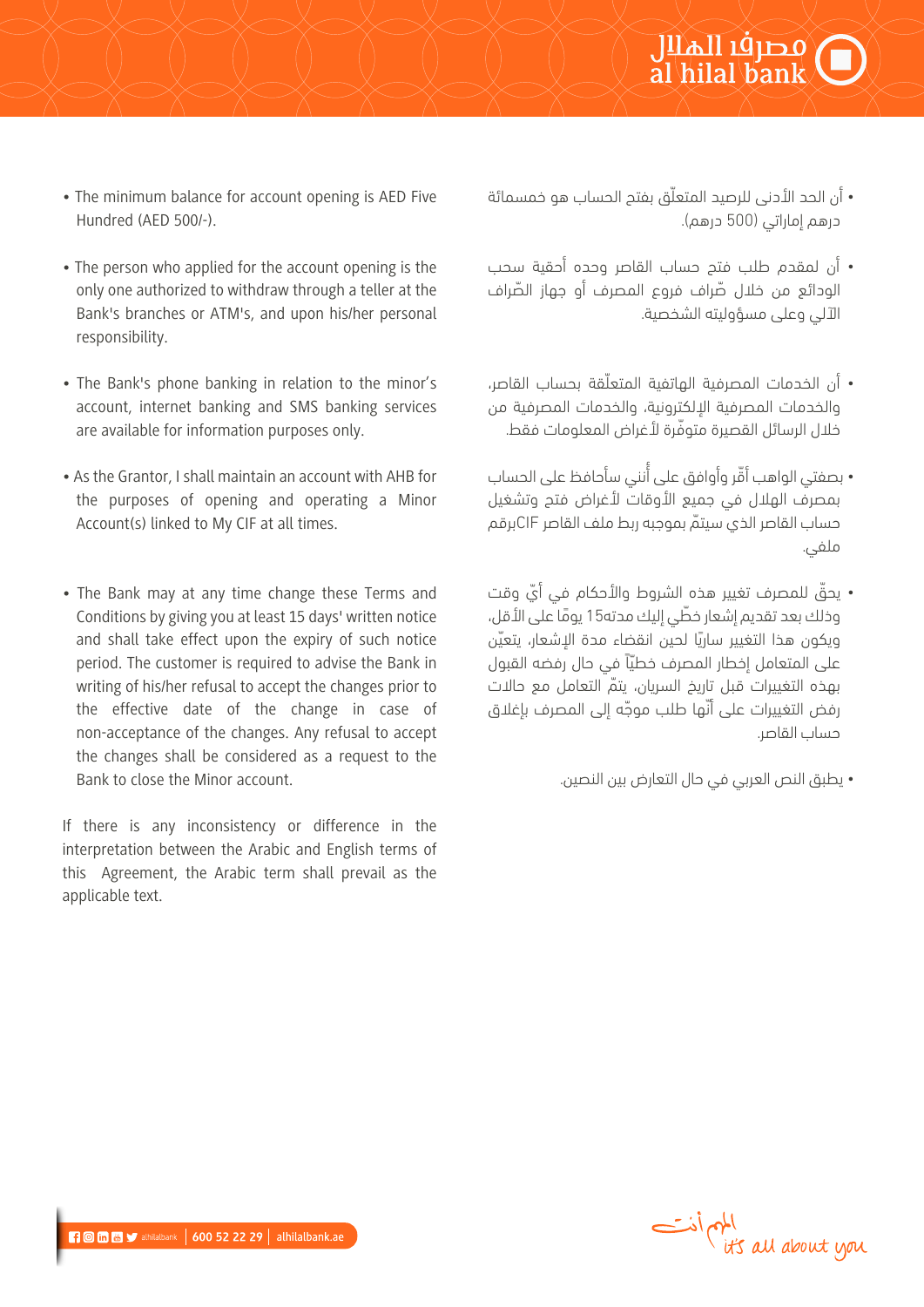- The minimum balance for account opening is AED Five Hundred (AED 500/-).
- The person who applied for the account opening is the only one authorized to withdraw through a teller at the Bank's branches or ATM's, and upon his/her personal responsibility.
- The Bank's phone banking in relation to the minor's account, internet banking and SMS banking services are available for information purposes only.
- As the Grantor, I shall maintain an account with AHB for the purposes of opening and operating a Minor Account(s) linked to My CIF at all times.
- The Bank may at any time change these Terms and Conditions by giving you at least 15 days' written notice and shall take effect upon the expiry of such notice period. The customer is required to advise the Bank in writing of his/her refusal to accept the changes prior to the effective date of the change in case of non-acceptance of the changes. Any refusal to accept the changes shall be considered as a request to the Bank to close the Minor account.

If there is any inconsistency or difference in the interpretation between the Arabic and English terms of this Agreement, the Arabic term shall prevail as the applicable text.

- أن الحد الأدنى للرصيد المتعلّق بفتح الحساب هو خمسمائة درهم إماراتي (500 درهم).
- أن لمقدم طلب فتح حساب القاصر وحده أحقية سحب الودائع من خلال صّراف فروع المصرف أو جهاز الصّراف الآلي وعلى مسؤوليته الشخصية.
- أن الخدمات المصرفية الهاتفية المتعلّقة بحساب القاصر، والخدمات المصرفية الإلكترونية، والخدمات المصرفية من خلال الرسائل القصيرة متوفّرة لأغراض المعلومات فقط.
- بصفتي الواهب أقّر وأوافق على أنني سأحافظ على الحساب بمصرف الهلال في جميع الأوقات لأغراض فتح وتشغيل حساب القاصر الذي سيتّم بموجبه ربط ملف القاصر CIFبرقم ملفي.
- يحقّ للمصرف تغيير هذه الشروط والأحكام في أيّ وقت وذلك بعد تقديم إشعار خطّي إليك مدته15 يومًا على الأقل، ويكون هذا التغيير ساريًا لحين انقضاء مدة الإشعار، يتعيّن على المتعامل إخطار المصرف خطيّاً في حال رفضه القبول بهذه التغييرات قبل تاريخ السريان. يتمّ التعامل مع حالات رفض التغييرات على أنّها طلب موجّه إلى المصرف بإغلاق حساب القاصر
- يطبق النص العربي في حال التعارض بين النصين.